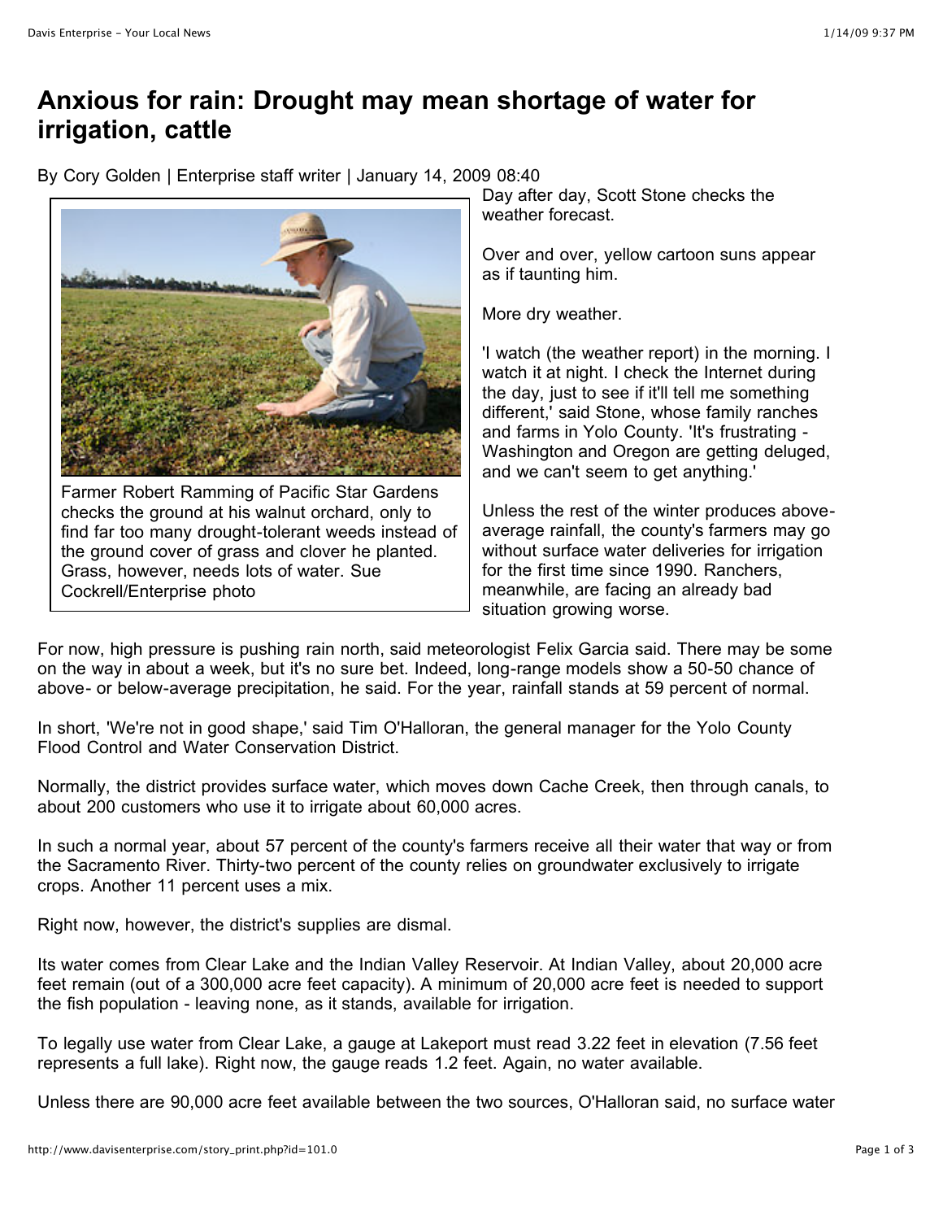# Anxious for rain: Drought may mean shortage of water for irrigation, cattle

By Cory Golden | Enterprise staff writer | January 14, 2009 08:40

Farmer Robert Ramming of Pacific Star Gardens checks the ground at his walnut orchard, only to find far too many drought-tolerant weeds instead of the ground cover of grass and clover he planted. Grass, however, needs lots of water. Sue Cockrell/Enterprise photo

Day after day, Scott Stone checks the weather forecast.

Over and over, yellow cartoon suns appear as if taunting him.

More dry weather.

'I watch (the weather report) in the morning. I watch it at night. I check the Internet during the day, just to see if it'll tell me something different,' said Stone, whose family ranches and farms in Yolo County. 'It's frustrating - Washington and Oregon are getting deluged, and we can't seem to get anything.'

Unless the rest of the winter produces above-average rainfall, the county's farmers may go without surface water deliveries for irrigation for the first time since 1990. Ranchers, meanwhile, are facing an already bad situation growing worse.

For now, high pressure is pushing rain north, said meteorologist Felix Garcia said. There may be some on the way in about a week, but it's no sure bet. Indeed, long-range models show a 50-50 chance of above- or below-average precipitation, he said. For the year, rainfall stands at 59 percent of normal.

In short, 'We're not in good shape,' said Tim O'Halloran, the general manager for the Yolo County Flood Control and Water Conservation District.

Normally, the district provides surface water, which moves down Cache Creek, then through canals, to about 200 customers who use it to irrigate about 60,000 acres.

In such a normal year, about 57 percent of the county's farmers receive all their water that way or from the Sacramento River. Thirty-two percent of the county relies on groundwater exclusively to irrigate crops. Another 11 percent uses a mix.

Right now, however, the district's supplies are dismal.

Its water comes from Clear Lake and the Indian Valley Reservoir. At Indian Valley, about 20,000 acre feet remain (out of a 300,000 acre feet capacity). A minimum of 20,000 acre feet is needed to support the fish population - leaving none, as it stands, available for irrigation.

To legally use water from Clear Lake, a gauge at Lakeport must read 3.22 feet in elevation (7.56 feet represents a full lake). Right now, the gauge reads 1.2 feet. Again, no water available.

Unless there are 90,000 acre feet available between the two sources, O'Halloran said, no surface water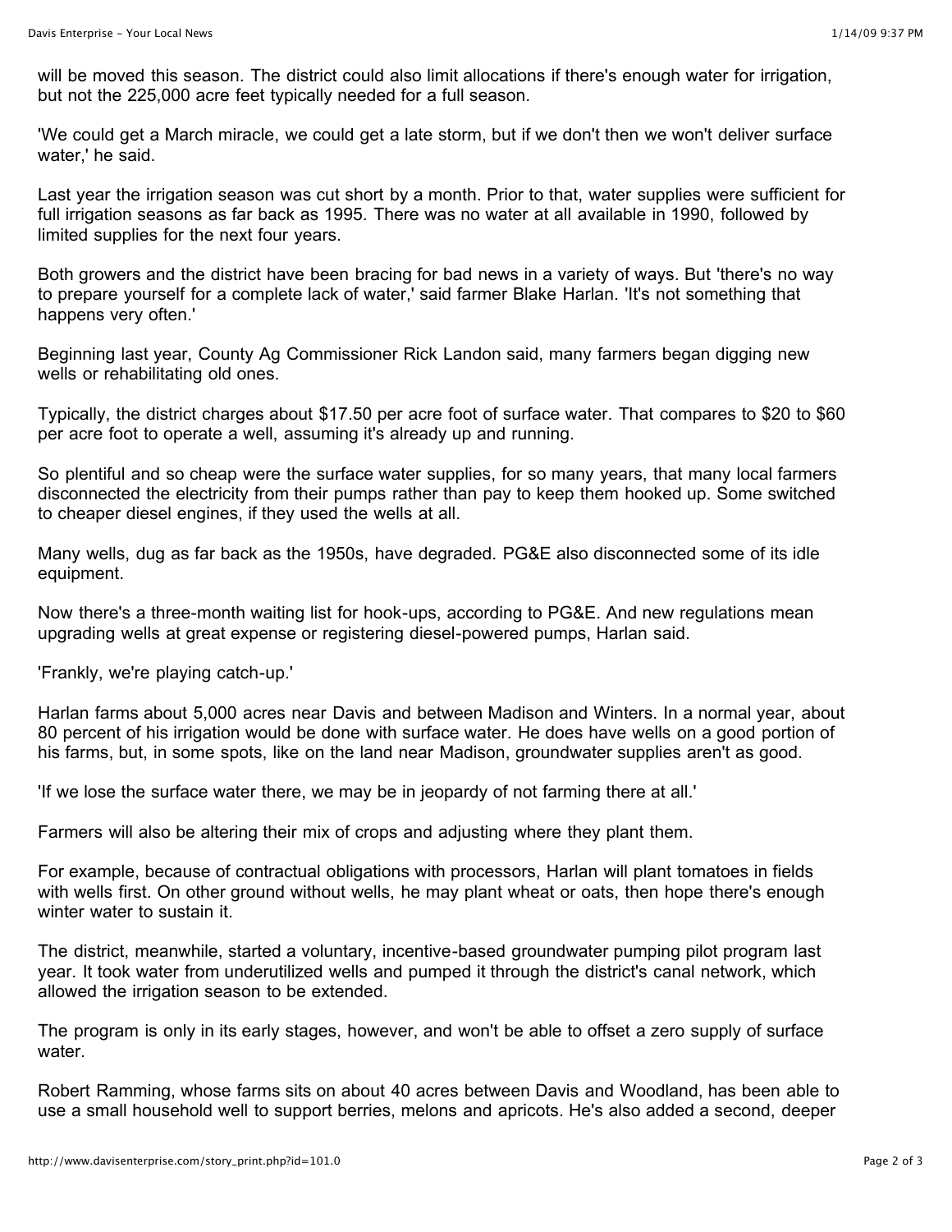will be moved this season. The district could also limit allocations if there's enough water for irrigation, but not the 225,000 acre feet typically needed for a full season.

'We could get a March miracle, we could get a late storm, but if we don't then we won't deliver surface water,' he said.

Last year the irrigation season was cut short by a month. Prior to that, water supplies were sufficient for full irrigation seasons as far back as 1995. There was no water at all available in 1990, followed by limited supplies for the next four years.

Both growers and the district have been bracing for bad news in a variety of ways. But 'there's no way to prepare yourself for a complete lack of water,' said farmer Blake Harlan. 'It's not something that happens very often.'

Beginning last year, County Ag Commissioner Rick Landon said, many farmers began digging new wells or rehabilitating old ones.

Typically, the district charges about $17.50 per acre foot of surface water. That compares to $20 to $60 per acre foot to operate a well, assuming it's already up and running.

So plentiful and so cheap were the surface water supplies, for so many years, that many local farmers disconnected the electricity from their pumps rather than pay to keep them hooked up. Some switched to cheaper diesel engines, if they used the wells at all.

Many wells, dug as far back as the 1950s, have degraded. PG&E also disconnected some of its idle equipment.

Now there's a three-month waiting list for hook-ups, according to PG&E. And new regulations mean upgrading wells at great expense or registering diesel-powered pumps, Harlan said.

'Frankly, we're playing catch-up.'

Harlan farms about 5,000 acres near Davis and between Madison and Winters. In a normal year, about 80 percent of his irrigation would be done with surface water. He does have wells on a good portion of his farms, but, in some spots, like on the land near Madison, groundwater supplies aren't as good.

'If we lose the surface water there, we may be in jeopardy of not farming there at all.'

Farmers will also be altering their mix of crops and adjusting where they plant them.

For example, because of contractual obligations with processors, Harlan will plant tomatoes in fields with wells first. On other ground without wells, he may plant wheat or oats, then hope there's enough winter water to sustain it.

The district, meanwhile, started a voluntary, incentive-based groundwater pumping pilot program last year. It took water from underutilized wells and pumped it through the district's canal network, which allowed the irrigation season to be extended.

The program is only in its early stages, however, and won't be able to offset a zero supply of surface water.

Robert Ramming, whose farms sits on about 40 acres between Davis and Woodland, has been able to use a small household well to support berries, melons and apricots. He's also added a second, deeper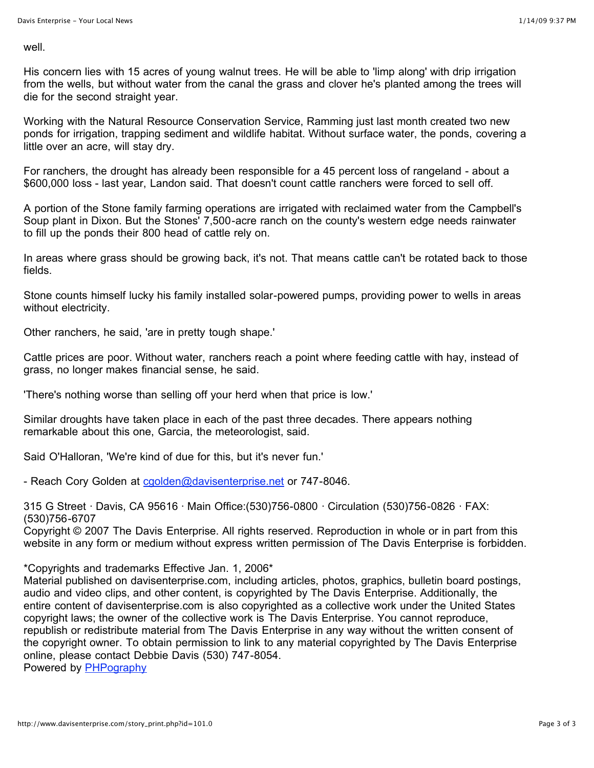well.

His concern lies with 15 acres of young walnut trees. He will be able to 'limp along' with drip irrigation from the wells, but without water from the canal the grass and clover he's planted among the trees will die for the second straight year.

Working with the Natural Resource Conservation Service, Ramming just last month created two new ponds for irrigation, trapping sediment and wildlife habitat. Without surface water, the ponds, covering a little over an acre, will stay dry.

For ranchers, the drought has already been responsible for a 45 percent loss of rangeland - about a $600,000 loss - last year, Landon said. That doesn't count cattle ranchers were forced to sell off.

A portion of the Stone family farming operations are irrigated with reclaimed water from the Campbell's Soup plant in Dixon. But the Stones' 7,500-acre ranch on the county's western edge needs rainwater to fill up the ponds their 800 head of cattle rely on.

In areas where grass should be growing back, it's not. That means cattle can't be rotated back to those fields.

Stone counts himself lucky his family installed solar-powered pumps, providing power to wells in areas without electricity.

Other ranchers, he said, 'are in pretty tough shape.'

Cattle prices are poor. Without water, ranchers reach a point where feeding cattle with hay, instead of grass, no longer makes financial sense, he said.

'There's nothing worse than selling off your herd when that price is low.'

Similar droughts have taken place in each of the past three decades. There appears nothing remarkable about this one, Garcia, the meteorologist, said.

Said O'Halloran, 'We're kind of due for this, but it's never fun.'

- Reach Cory Golden at cgolden@davisenterprise.net or 747-8046.

315 G Street · Davis, CA 95616 · Main Office:(530)756-0800 · Circulation (530)756-0826 · FAX: (530)756-6707
Copyright © 2007 The Davis Enterprise. All rights reserved. Reproduction in whole or in part from this website in any form or medium without express written permission of The Davis Enterprise is forbidden.

*Copyrights and trademarks Effective Jan. 1, 2006*
Material published on davisenterprise.com, including articles, photos, graphics, bulletin board postings, audio and video clips, and other content, is copyrighted by The Davis Enterprise. Additionally, the entire content of davisenterprise.com is also copyrighted as a collective work under the United States copyright laws; the owner of the collective work is The Davis Enterprise. You cannot reproduce, republish or redistribute material from The Davis Enterprise in any way without the written consent of the copyright owner. To obtain permission to link to any material copyrighted by The Davis Enterprise online, please contact Debbie Davis (530) 747-8054.
Powered by PHPography